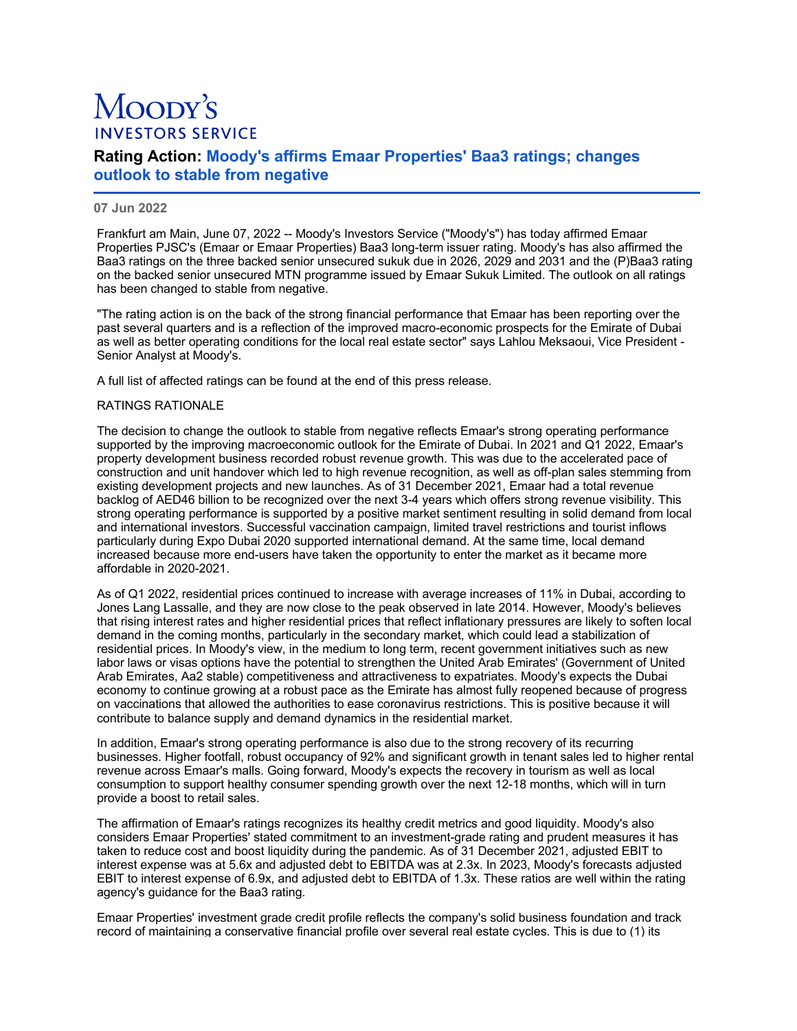# Moody's Investors Service

## Rating Action: Moody's affirms Emaar Properties' Baa3 ratings; changes outlook to stable from negative

**07 Jun 2022**

Frankfurt am Main, June 07, 2022 -- Moody's Investors Service ("Moody's") has today affirmed Emaar Properties PJSC's (Emaar or Emaar Properties) Baa3 long-term issuer rating. Moody's has also affirmed the Baa3 ratings on the three backed senior unsecured sukuk due in 2026, 2029 and 2031 and the (P)Baa3 rating on the backed senior unsecured MTN programme issued by Emaar Sukuk Limited. The outlook on all ratings has been changed to stable from negative.

"The rating action is on the back of the strong financial performance that Emaar has been reporting over the past several quarters and is a reflection of the improved macro-economic prospects for the Emirate of Dubai as well as better operating conditions for the local real estate sector" says Lahlou Meksaoui, Vice President - Senior Analyst at Moody's.

A full list of affected ratings can be found at the end of this press release.

RATINGS RATIONALE

The decision to change the outlook to stable from negative reflects Emaar's strong operating performance supported by the improving macroeconomic outlook for the Emirate of Dubai. In 2021 and Q1 2022, Emaar's property development business recorded robust revenue growth. This was due to the accelerated pace of construction and unit handover which led to high revenue recognition, as well as off-plan sales stemming from existing development projects and new launches. As of 31 December 2021, Emaar had a total revenue backlog of AED46 billion to be recognized over the next 3-4 years which offers strong revenue visibility. This strong operating performance is supported by a positive market sentiment resulting in solid demand from local and international investors. Successful vaccination campaign, limited travel restrictions and tourist inflows particularly during Expo Dubai 2020 supported international demand. At the same time, local demand increased because more end-users have taken the opportunity to enter the market as it became more affordable in 2020-2021.

As of Q1 2022, residential prices continued to increase with average increases of 11% in Dubai, according to Jones Lang Lassalle, and they are now close to the peak observed in late 2014. However, Moody's believes that rising interest rates and higher residential prices that reflect inflationary pressures are likely to soften local demand in the coming months, particularly in the secondary market, which could lead a stabilization of residential prices. In Moody's view, in the medium to long term, recent government initiatives such as new labor laws or visas options have the potential to strengthen the United Arab Emirates' (Government of United Arab Emirates, Aa2 stable) competitiveness and attractiveness to expatriates. Moody's expects the Dubai economy to continue growing at a robust pace as the Emirate has almost fully reopened because of progress on vaccinations that allowed the authorities to ease coronavirus restrictions. This is positive because it will contribute to balance supply and demand dynamics in the residential market.

In addition, Emaar's strong operating performance is also due to the strong recovery of its recurring businesses. Higher footfall, robust occupancy of 92% and significant growth in tenant sales led to higher rental revenue across Emaar's malls. Going forward, Moody's expects the recovery in tourism as well as local consumption to support healthy consumer spending growth over the next 12-18 months, which will in turn provide a boost to retail sales.

The affirmation of Emaar's ratings recognizes its healthy credit metrics and good liquidity. Moody's also considers Emaar Properties' stated commitment to an investment-grade rating and prudent measures it has taken to reduce cost and boost liquidity during the pandemic. As of 31 December 2021, adjusted EBIT to interest expense was at 5.6x and adjusted debt to EBITDA was at 2.3x. In 2023, Moody's forecasts adjusted EBIT to interest expense of 6.9x, and adjusted debt to EBITDA of 1.3x. These ratios are well within the rating agency's guidance for the Baa3 rating.

Emaar Properties' investment grade credit profile reflects the company's solid business foundation and track record of maintaining a conservative financial profile over several real estate cycles. This is due to (1) its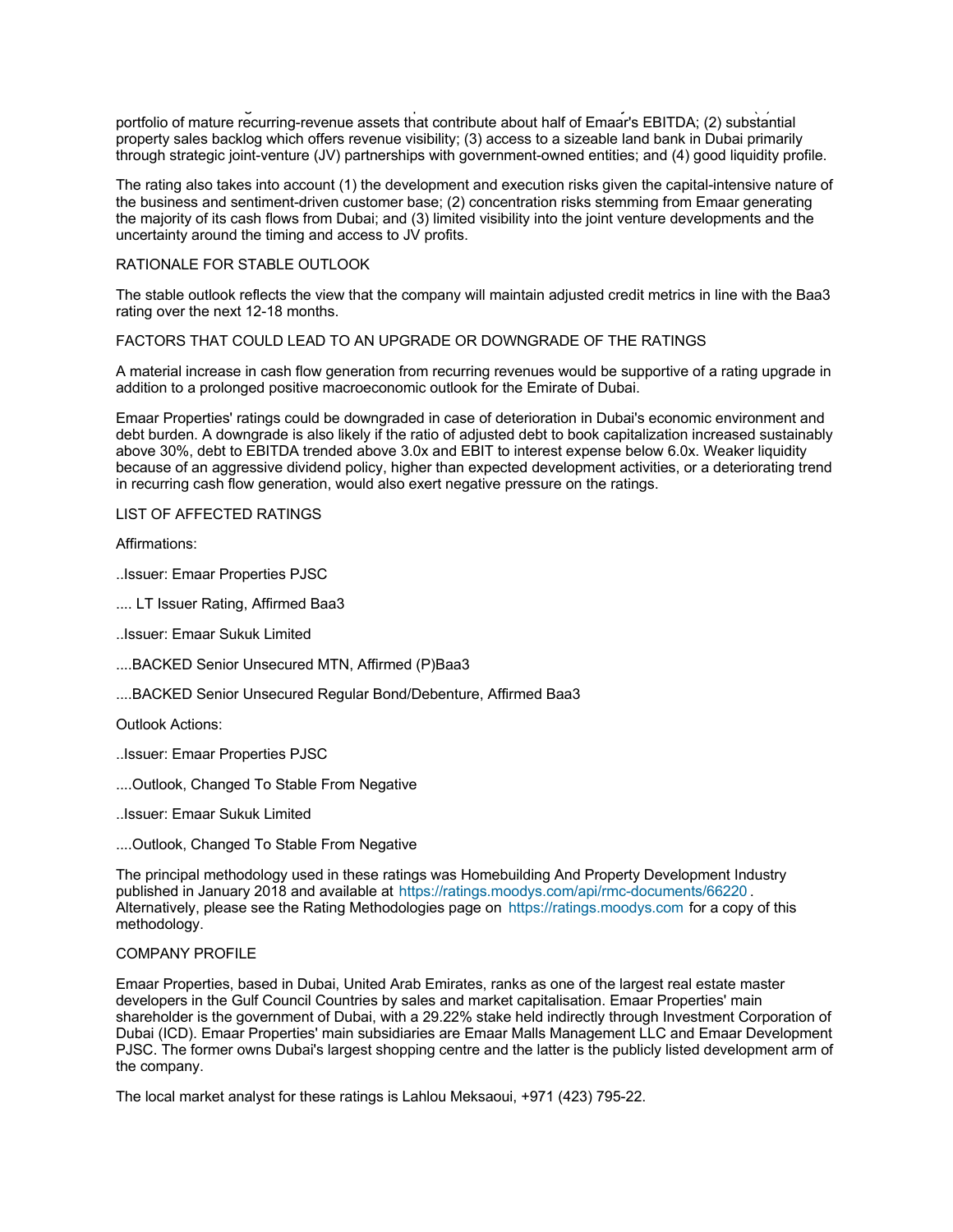portfolio of mature recurring-revenue assets that contribute about half of Emaar's EBITDA; (2) substantial property sales backlog which offers revenue visibility; (3) access to a sizeable land bank in Dubai primarily through strategic joint-venture (JV) partnerships with government-owned entities; and (4) good liquidity profile.

The rating also takes into account (1) the development and execution risks given the capital-intensive nature of the business and sentiment-driven customer base; (2) concentration risks stemming from Emaar generating the majority of its cash flows from Dubai; and (3) limited visibility into the joint venture developments and the uncertainty around the timing and access to JV profits.

RATIONALE FOR STABLE OUTLOOK

The stable outlook reflects the view that the company will maintain adjusted credit metrics in line with the Baa3 rating over the next 12-18 months.

FACTORS THAT COULD LEAD TO AN UPGRADE OR DOWNGRADE OF THE RATINGS

A material increase in cash flow generation from recurring revenues would be supportive of a rating upgrade in addition to a prolonged positive macroeconomic outlook for the Emirate of Dubai.

Emaar Properties' ratings could be downgraded in case of deterioration in Dubai's economic environment and debt burden. A downgrade is also likely if the ratio of adjusted debt to book capitalization increased sustainably above 30%, debt to EBITDA trended above 3.0x and EBIT to interest expense below 6.0x. Weaker liquidity because of an aggressive dividend policy, higher than expected development activities, or a deteriorating trend in recurring cash flow generation, would also exert negative pressure on the ratings.

LIST OF AFFECTED RATINGS

Affirmations:

..Issuer: Emaar Properties PJSC

.... LT Issuer Rating, Affirmed Baa3

..Issuer: Emaar Sukuk Limited

....BACKED Senior Unsecured MTN, Affirmed (P)Baa3

....BACKED Senior Unsecured Regular Bond/Debenture, Affirmed Baa3

Outlook Actions:

..Issuer: Emaar Properties PJSC

....Outlook, Changed To Stable From Negative

..Issuer: Emaar Sukuk Limited

....Outlook, Changed To Stable From Negative

The principal methodology used in these ratings was Homebuilding And Property Development Industry published in January 2018 and available at https://ratings.moodys.com/api/rmc-documents/66220 . Alternatively, please see the Rating Methodologies page on https://ratings.moodys.com for a copy of this methodology.

COMPANY PROFILE

Emaar Properties, based in Dubai, United Arab Emirates, ranks as one of the largest real estate master developers in the Gulf Council Countries by sales and market capitalisation. Emaar Properties' main shareholder is the government of Dubai, with a 29.22% stake held indirectly through Investment Corporation of Dubai (ICD). Emaar Properties' main subsidiaries are Emaar Malls Management LLC and Emaar Development PJSC. The former owns Dubai's largest shopping centre and the latter is the publicly listed development arm of the company.

The local market analyst for these ratings is Lahlou Meksaoui, +971 (423) 795-22.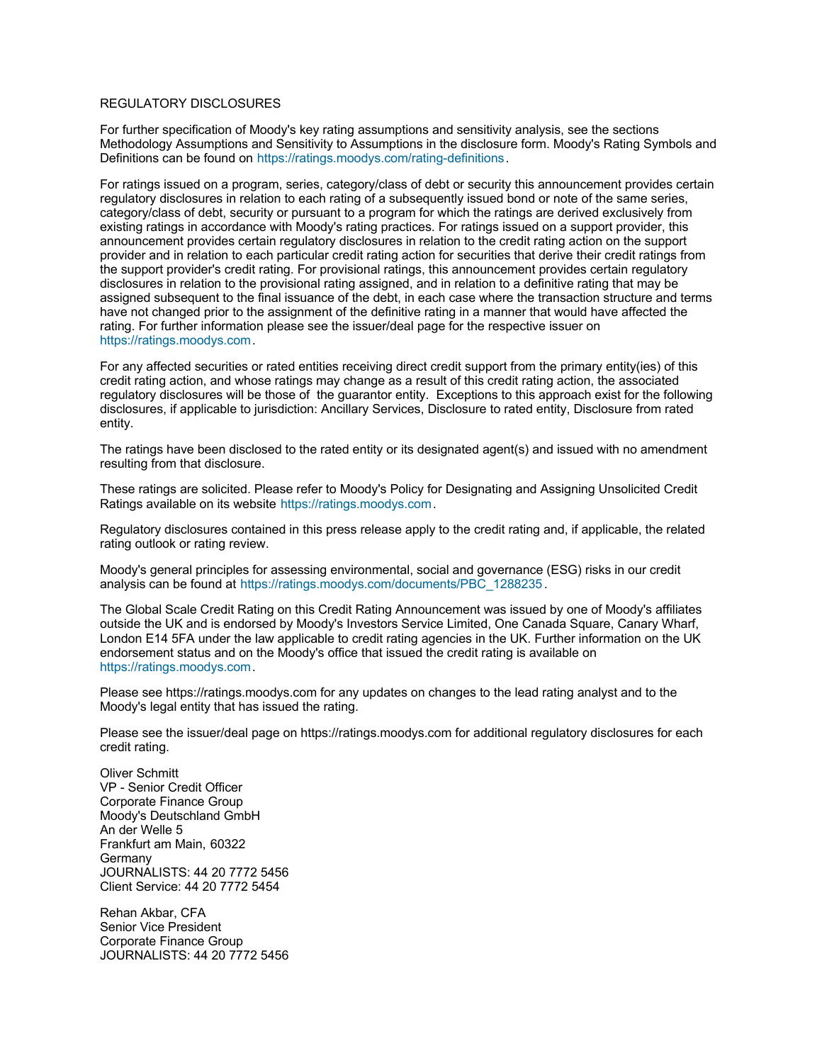REGULATORY DISCLOSURES

For further specification of Moody's key rating assumptions and sensitivity analysis, see the sections Methodology Assumptions and Sensitivity to Assumptions in the disclosure form. Moody's Rating Symbols and Definitions can be found on https://ratings.moodys.com/rating-definitions.

For ratings issued on a program, series, category/class of debt or security this announcement provides certain regulatory disclosures in relation to each rating of a subsequently issued bond or note of the same series, category/class of debt, security or pursuant to a program for which the ratings are derived exclusively from existing ratings in accordance with Moody's rating practices. For ratings issued on a support provider, this announcement provides certain regulatory disclosures in relation to the credit rating action on the support provider and in relation to each particular credit rating action for securities that derive their credit ratings from the support provider's credit rating. For provisional ratings, this announcement provides certain regulatory disclosures in relation to the provisional rating assigned, and in relation to a definitive rating that may be assigned subsequent to the final issuance of the debt, in each case where the transaction structure and terms have not changed prior to the assignment of the definitive rating in a manner that would have affected the rating. For further information please see the issuer/deal page for the respective issuer on https://ratings.moodys.com.

For any affected securities or rated entities receiving direct credit support from the primary entity(ies) of this credit rating action, and whose ratings may change as a result of this credit rating action, the associated regulatory disclosures will be those of the guarantor entity. Exceptions to this approach exist for the following disclosures, if applicable to jurisdiction: Ancillary Services, Disclosure to rated entity, Disclosure from rated entity.

The ratings have been disclosed to the rated entity or its designated agent(s) and issued with no amendment resulting from that disclosure.

These ratings are solicited. Please refer to Moody's Policy for Designating and Assigning Unsolicited Credit Ratings available on its website https://ratings.moodys.com.

Regulatory disclosures contained in this press release apply to the credit rating and, if applicable, the related rating outlook or rating review.

Moody's general principles for assessing environmental, social and governance (ESG) risks in our credit analysis can be found at https://ratings.moodys.com/documents/PBC_1288235.

The Global Scale Credit Rating on this Credit Rating Announcement was issued by one of Moody's affiliates outside the UK and is endorsed by Moody's Investors Service Limited, One Canada Square, Canary Wharf, London E14 5FA under the law applicable to credit rating agencies in the UK. Further information on the UK endorsement status and on the Moody's office that issued the credit rating is available on https://ratings.moodys.com.

Please see https://ratings.moodys.com for any updates on changes to the lead rating analyst and to the Moody's legal entity that has issued the rating.

Please see the issuer/deal page on https://ratings.moodys.com for additional regulatory disclosures for each credit rating.

Oliver Schmitt
VP - Senior Credit Officer
Corporate Finance Group
Moody's Deutschland GmbH
An der Welle 5
Frankfurt am Main, 60322
Germany
JOURNALISTS: 44 20 7772 5456
Client Service: 44 20 7772 5454

Rehan Akbar, CFA
Senior Vice President
Corporate Finance Group
JOURNALISTS: 44 20 7772 5456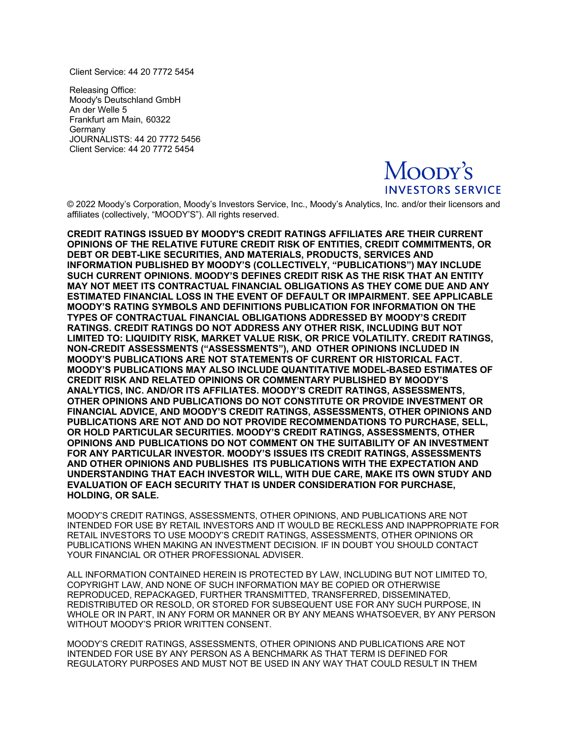Client Service: 44 20 7772 5454

Releasing Office:
Moody's Deutschland GmbH
An der Welle 5
Frankfurt am Main, 60322
Germany
JOURNALISTS: 44 20 7772 5456
Client Service: 44 20 7772 5454

MOODY'S
INVESTORS SERVICE

© 2022 Moody's Corporation, Moody's Investors Service, Inc., Moody's Analytics, Inc. and/or their licensors and affiliates (collectively, "MOODY'S"). All rights reserved.

**CREDIT RATINGS ISSUED BY MOODY'S CREDIT RATINGS AFFILIATES ARE THEIR CURRENT OPINIONS OF THE RELATIVE FUTURE CREDIT RISK OF ENTITIES, CREDIT COMMITMENTS, OR DEBT OR DEBT-LIKE SECURITIES, AND MATERIALS, PRODUCTS, SERVICES AND INFORMATION PUBLISHED BY MOODY'S (COLLECTIVELY, "PUBLICATIONS") MAY INCLUDE SUCH CURRENT OPINIONS. MOODY'S DEFINES CREDIT RISK AS THE RISK THAT AN ENTITY MAY NOT MEET ITS CONTRACTUAL FINANCIAL OBLIGATIONS AS THEY COME DUE AND ANY ESTIMATED FINANCIAL LOSS IN THE EVENT OF DEFAULT OR IMPAIRMENT. SEE APPLICABLE MOODY'S RATING SYMBOLS AND DEFINITIONS PUBLICATION FOR INFORMATION ON THE TYPES OF CONTRACTUAL FINANCIAL OBLIGATIONS ADDRESSED BY MOODY'S CREDIT RATINGS. CREDIT RATINGS DO NOT ADDRESS ANY OTHER RISK, INCLUDING BUT NOT LIMITED TO: LIQUIDITY RISK, MARKET VALUE RISK, OR PRICE VOLATILITY. CREDIT RATINGS, NON-CREDIT ASSESSMENTS ("ASSESSMENTS"), AND OTHER OPINIONS INCLUDED IN MOODY'S PUBLICATIONS ARE NOT STATEMENTS OF CURRENT OR HISTORICAL FACT. MOODY'S PUBLICATIONS MAY ALSO INCLUDE QUANTITATIVE MODEL-BASED ESTIMATES OF CREDIT RISK AND RELATED OPINIONS OR COMMENTARY PUBLISHED BY MOODY'S ANALYTICS, INC. AND/OR ITS AFFILIATES. MOODY'S CREDIT RATINGS, ASSESSMENTS, OTHER OPINIONS AND PUBLICATIONS DO NOT CONSTITUTE OR PROVIDE INVESTMENT OR FINANCIAL ADVICE, AND MOODY'S CREDIT RATINGS, ASSESSMENTS, OTHER OPINIONS AND PUBLICATIONS ARE NOT AND DO NOT PROVIDE RECOMMENDATIONS TO PURCHASE, SELL, OR HOLD PARTICULAR SECURITIES. MOODY'S CREDIT RATINGS, ASSESSMENTS, OTHER OPINIONS AND PUBLICATIONS DO NOT COMMENT ON THE SUITABILITY OF AN INVESTMENT FOR ANY PARTICULAR INVESTOR. MOODY'S ISSUES ITS CREDIT RATINGS, ASSESSMENTS AND OTHER OPINIONS AND PUBLISHES ITS PUBLICATIONS WITH THE EXPECTATION AND UNDERSTANDING THAT EACH INVESTOR WILL, WITH DUE CARE, MAKE ITS OWN STUDY AND EVALUATION OF EACH SECURITY THAT IS UNDER CONSIDERATION FOR PURCHASE, HOLDING, OR SALE.**

MOODY'S CREDIT RATINGS, ASSESSMENTS, OTHER OPINIONS, AND PUBLICATIONS ARE NOT INTENDED FOR USE BY RETAIL INVESTORS AND IT WOULD BE RECKLESS AND INAPPROPRIATE FOR RETAIL INVESTORS TO USE MOODY'S CREDIT RATINGS, ASSESSMENTS, OTHER OPINIONS OR PUBLICATIONS WHEN MAKING AN INVESTMENT DECISION. IF IN DOUBT YOU SHOULD CONTACT YOUR FINANCIAL OR OTHER PROFESSIONAL ADVISER.

ALL INFORMATION CONTAINED HEREIN IS PROTECTED BY LAW, INCLUDING BUT NOT LIMITED TO, COPYRIGHT LAW, AND NONE OF SUCH INFORMATION MAY BE COPIED OR OTHERWISE REPRODUCED, REPACKAGED, FURTHER TRANSMITTED, TRANSFERRED, DISSEMINATED, REDISTRIBUTED OR RESOLD, OR STORED FOR SUBSEQUENT USE FOR ANY SUCH PURPOSE, IN WHOLE OR IN PART, IN ANY FORM OR MANNER OR BY ANY MEANS WHATSOEVER, BY ANY PERSON WITHOUT MOODY'S PRIOR WRITTEN CONSENT.

MOODY'S CREDIT RATINGS, ASSESSMENTS, OTHER OPINIONS AND PUBLICATIONS ARE NOT INTENDED FOR USE BY ANY PERSON AS A BENCHMARK AS THAT TERM IS DEFINED FOR REGULATORY PURPOSES AND MUST NOT BE USED IN ANY WAY THAT COULD RESULT IN THEM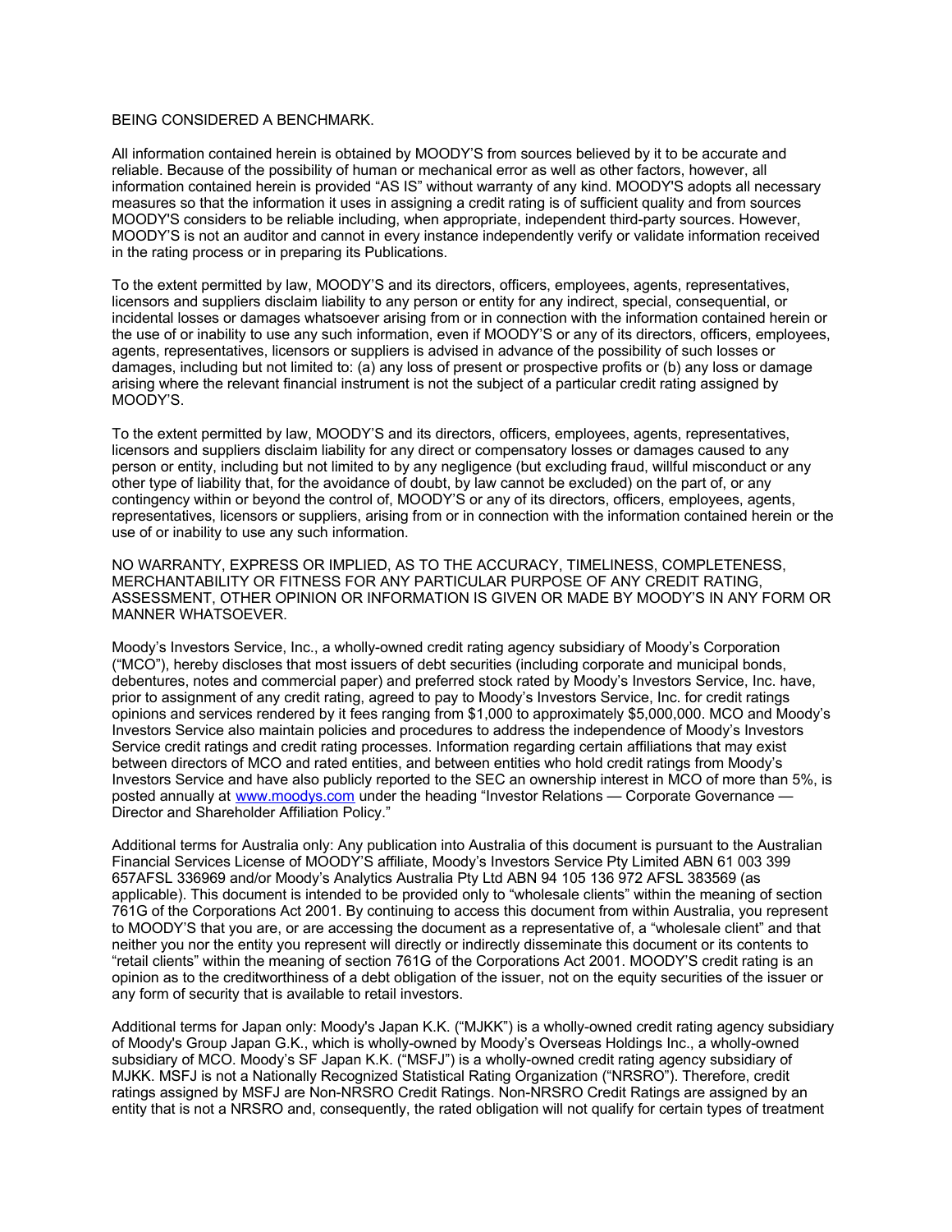BEING CONSIDERED A BENCHMARK.

All information contained herein is obtained by MOODY'S from sources believed by it to be accurate and reliable. Because of the possibility of human or mechanical error as well as other factors, however, all information contained herein is provided "AS IS" without warranty of any kind. MOODY'S adopts all necessary measures so that the information it uses in assigning a credit rating is of sufficient quality and from sources MOODY'S considers to be reliable including, when appropriate, independent third-party sources. However, MOODY'S is not an auditor and cannot in every instance independently verify or validate information received in the rating process or in preparing its Publications.

To the extent permitted by law, MOODY'S and its directors, officers, employees, agents, representatives, licensors and suppliers disclaim liability to any person or entity for any indirect, special, consequential, or incidental losses or damages whatsoever arising from or in connection with the information contained herein or the use of or inability to use any such information, even if MOODY'S or any of its directors, officers, employees, agents, representatives, licensors or suppliers is advised in advance of the possibility of such losses or damages, including but not limited to: (a) any loss of present or prospective profits or (b) any loss or damage arising where the relevant financial instrument is not the subject of a particular credit rating assigned by MOODY'S.

To the extent permitted by law, MOODY'S and its directors, officers, employees, agents, representatives, licensors and suppliers disclaim liability for any direct or compensatory losses or damages caused to any person or entity, including but not limited to by any negligence (but excluding fraud, willful misconduct or any other type of liability that, for the avoidance of doubt, by law cannot be excluded) on the part of, or any contingency within or beyond the control of, MOODY'S or any of its directors, officers, employees, agents, representatives, licensors or suppliers, arising from or in connection with the information contained herein or the use of or inability to use any such information.

NO WARRANTY, EXPRESS OR IMPLIED, AS TO THE ACCURACY, TIMELINESS, COMPLETENESS, MERCHANTABILITY OR FITNESS FOR ANY PARTICULAR PURPOSE OF ANY CREDIT RATING, ASSESSMENT, OTHER OPINION OR INFORMATION IS GIVEN OR MADE BY MOODY'S IN ANY FORM OR MANNER WHATSOEVER.

Moody's Investors Service, Inc., a wholly-owned credit rating agency subsidiary of Moody's Corporation ("MCO"), hereby discloses that most issuers of debt securities (including corporate and municipal bonds, debentures, notes and commercial paper) and preferred stock rated by Moody's Investors Service, Inc. have, prior to assignment of any credit rating, agreed to pay to Moody's Investors Service, Inc. for credit ratings opinions and services rendered by it fees ranging from $1,000 to approximately $5,000,000. MCO and Moody's Investors Service also maintain policies and procedures to address the independence of Moody's Investors Service credit ratings and credit rating processes. Information regarding certain affiliations that may exist between directors of MCO and rated entities, and between entities who hold credit ratings from Moody's Investors Service and have also publicly reported to the SEC an ownership interest in MCO of more than 5%, is posted annually at [www.moodys.com](www.moodys.com) under the heading "Investor Relations — Corporate Governance — Director and Shareholder Affiliation Policy."

Additional terms for Australia only: Any publication into Australia of this document is pursuant to the Australian Financial Services License of MOODY'S affiliate, Moody's Investors Service Pty Limited ABN 61 003 399 657AFSL 336969 and/or Moody's Analytics Australia Pty Ltd ABN 94 105 136 972 AFSL 383569 (as applicable). This document is intended to be provided only to "wholesale clients" within the meaning of section 761G of the Corporations Act 2001. By continuing to access this document from within Australia, you represent to MOODY'S that you are, or are accessing the document as a representative of, a "wholesale client" and that neither you nor the entity you represent will directly or indirectly disseminate this document or its contents to "retail clients" within the meaning of section 761G of the Corporations Act 2001. MOODY'S credit rating is an opinion as to the creditworthiness of a debt obligation of the issuer, not on the equity securities of the issuer or any form of security that is available to retail investors.

Additional terms for Japan only: Moody's Japan K.K. ("MJKK") is a wholly-owned credit rating agency subsidiary of Moody's Group Japan G.K., which is wholly-owned by Moody's Overseas Holdings Inc., a wholly-owned subsidiary of MCO. Moody's SF Japan K.K. ("MSFJ") is a wholly-owned credit rating agency subsidiary of MJKK. MSFJ is not a Nationally Recognized Statistical Rating Organization ("NRSRO"). Therefore, credit ratings assigned by MSFJ are Non-NRSRO Credit Ratings. Non-NRSRO Credit Ratings are assigned by an entity that is not a NRSRO and, consequently, the rated obligation will not qualify for certain types of treatment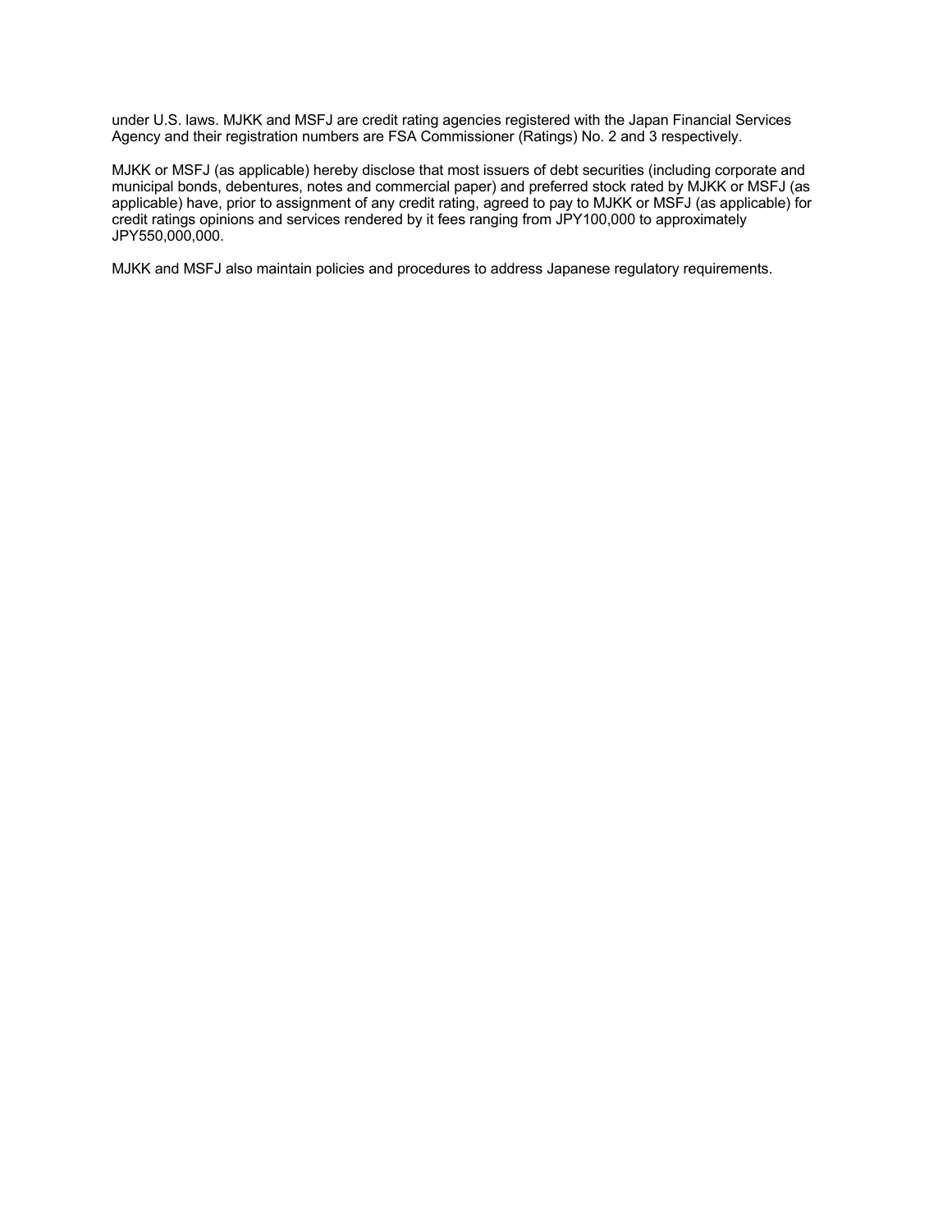under U.S. laws. MJKK and MSFJ are credit rating agencies registered with the Japan Financial Services Agency and their registration numbers are FSA Commissioner (Ratings) No. 2 and 3 respectively.

MJKK or MSFJ (as applicable) hereby disclose that most issuers of debt securities (including corporate and municipal bonds, debentures, notes and commercial paper) and preferred stock rated by MJKK or MSFJ (as applicable) have, prior to assignment of any credit rating, agreed to pay to MJKK or MSFJ (as applicable) for credit ratings opinions and services rendered by it fees ranging from JPY100,000 to approximately JPY550,000,000.

MJKK and MSFJ also maintain policies and procedures to address Japanese regulatory requirements.